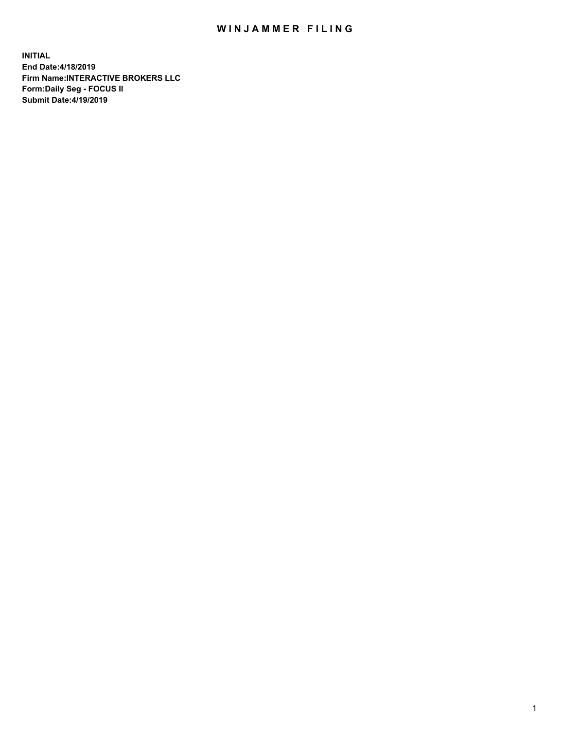# WINJAMMER FILING

**INITIAL**
**End Date:4/18/2019**
**Firm Name:INTERACTIVE BROKERS LLC**
**Form:Daily Seg - FOCUS II**
**Submit Date:4/19/2019**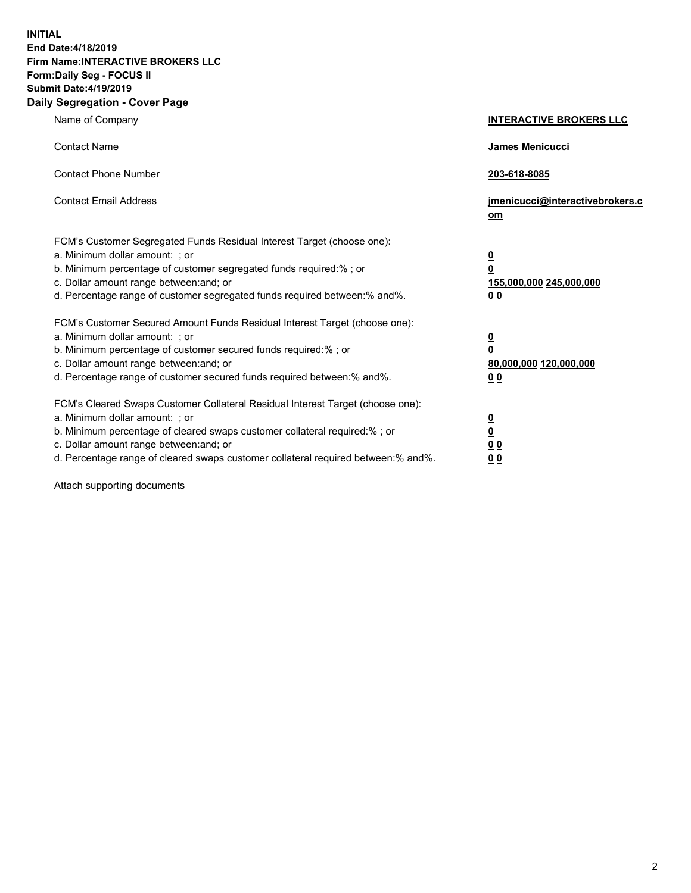**INITIAL**
**End Date:4/18/2019**
**Firm Name:INTERACTIVE BROKERS LLC**
**Form:Daily Seg - FOCUS II**
**Submit Date:4/19/2019**

## Daily Segregation - Cover Page

| | |
|---|---|
| Name of Company | **INTERACTIVE BROKERS LLC** |
| Contact Name | **James Menicucci** |
| Contact Phone Number | **203-618-8085** |
| Contact Email Address | **jmenicucci@interactivebrokers.com** |

FCM's Customer Segregated Funds Residual Interest Target (choose one):

| | |
|---|---|
| a. Minimum dollar amount: ; or | **0** |
| b. Minimum percentage of customer segregated funds required:% ; or | **0** |
| c. Dollar amount range between:and; or | **155,000,000 245,000,000** |
| d. Percentage range of customer segregated funds required between:% and%. | **0 0** |

FCM's Customer Secured Amount Funds Residual Interest Target (choose one):

| | |
|---|---|
| a. Minimum dollar amount: ; or | **0** |
| b. Minimum percentage of customer secured funds required:% ; or | **0** |
| c. Dollar amount range between:and; or | **80,000,000 120,000,000** |
| d. Percentage range of customer secured funds required between:% and%. | **0 0** |

FCM's Cleared Swaps Customer Collateral Residual Interest Target (choose one):

| | |
|---|---|
| a. Minimum dollar amount: ; or | **0** |
| b. Minimum percentage of cleared swaps customer collateral required:% ; or | **0** |
| c. Dollar amount range between:and; or | **0 0** |
| d. Percentage range of cleared swaps customer collateral required between:% and%. | **0 0** |

Attach supporting documents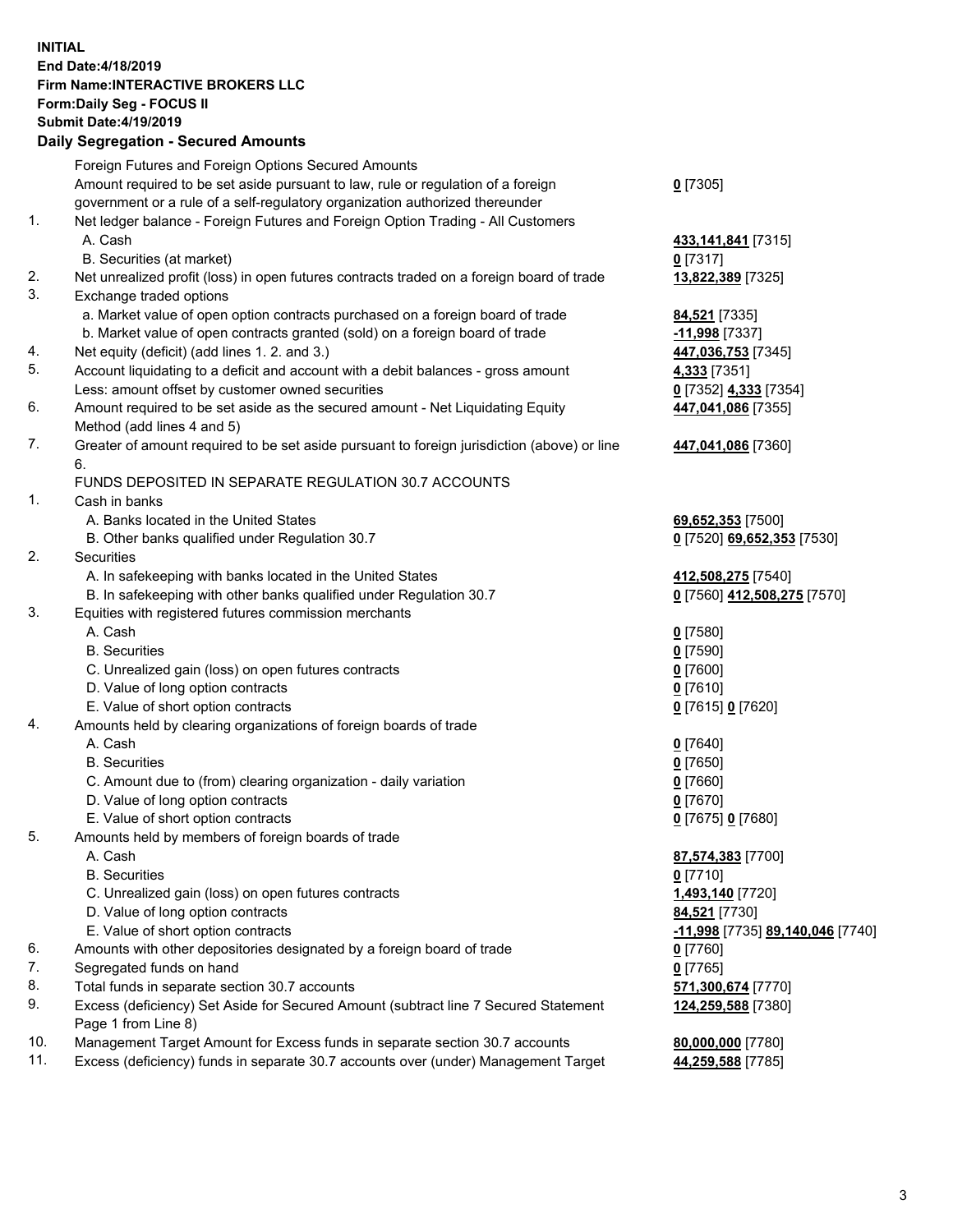**INITIAL**
**End Date:4/18/2019**
**Firm Name:INTERACTIVE BROKERS LLC**
**Form:Daily Seg - FOCUS II**
**Submit Date:4/19/2019**
**Daily Segregation - Secured Amounts**

| | | |
|---|---|---|
| | Foreign Futures and Foreign Options Secured Amounts | |
| | Amount required to be set aside pursuant to law, rule or regulation of a foreign government or a rule of a self-regulatory organization authorized thereunder | **0** [7305] |
| 1. | Net ledger balance - Foreign Futures and Foreign Option Trading - All Customers | |
| | A. Cash | **433,141,841** [7315] |
| | B. Securities (at market) | **0** [7317] |
| 2. | Net unrealized profit (loss) in open futures contracts traded on a foreign board of trade | **13,822,389** [7325] |
| 3. | Exchange traded options | |
| | a. Market value of open option contracts purchased on a foreign board of trade | **84,521** [7335] |
| | b. Market value of open contracts granted (sold) on a foreign board of trade | **-11,998** [7337] |
| 4. | Net equity (deficit) (add lines 1. 2. and 3.) | **447,036,753** [7345] |
| 5. | Account liquidating to a deficit and account with a debit balances - gross amount | **4,333** [7351] |
| | Less: amount offset by customer owned securities | **0** [7352] **4,333** [7354] |
| 6. | Amount required to be set aside as the secured amount - Net Liquidating Equity Method (add lines 4 and 5) | **447,041,086** [7355] |
| 7. | Greater of amount required to be set aside pursuant to foreign jurisdiction (above) or line 6. | **447,041,086** [7360] |
| | FUNDS DEPOSITED IN SEPARATE REGULATION 30.7 ACCOUNTS | |
| 1. | Cash in banks | |
| | A. Banks located in the United States | **69,652,353** [7500] |
| | B. Other banks qualified under Regulation 30.7 | **0** [7520] **69,652,353** [7530] |
| 2. | Securities | |
| | A. In safekeeping with banks located in the United States | **412,508,275** [7540] |
| | B. In safekeeping with other banks qualified under Regulation 30.7 | **0** [7560] **412,508,275** [7570] |
| 3. | Equities with registered futures commission merchants | |
| | A. Cash | **0** [7580] |
| | B. Securities | **0** [7590] |
| | C. Unrealized gain (loss) on open futures contracts | **0** [7600] |
| | D. Value of long option contracts | **0** [7610] |
| | E. Value of short option contracts | **0** [7615] **0** [7620] |
| 4. | Amounts held by clearing organizations of foreign boards of trade | |
| | A. Cash | **0** [7640] |
| | B. Securities | **0** [7650] |
| | C. Amount due to (from) clearing organization - daily variation | **0** [7660] |
| | D. Value of long option contracts | **0** [7670] |
| | E. Value of short option contracts | **0** [7675] **0** [7680] |
| 5. | Amounts held by members of foreign boards of trade | |
| | A. Cash | **87,574,383** [7700] |
| | B. Securities | **0** [7710] |
| | C. Unrealized gain (loss) on open futures contracts | **1,493,140** [7720] |
| | D. Value of long option contracts | **84,521** [7730] |
| | E. Value of short option contracts | **-11,998** [7735] **89,140,046** [7740] |
| 6. | Amounts with other depositories designated by a foreign board of trade | **0** [7760] |
| 7. | Segregated funds on hand | **0** [7765] |
| 8. | Total funds in separate section 30.7 accounts | **571,300,674** [7770] |
| 9. | Excess (deficiency) Set Aside for Secured Amount (subtract line 7 Secured Statement Page 1 from Line 8) | **124,259,588** [7380] |
| 10. | Management Target Amount for Excess funds in separate section 30.7 accounts | **80,000,000** [7780] |
| 11. | Excess (deficiency) funds in separate 30.7 accounts over (under) Management Target | **44,259,588** [7785] |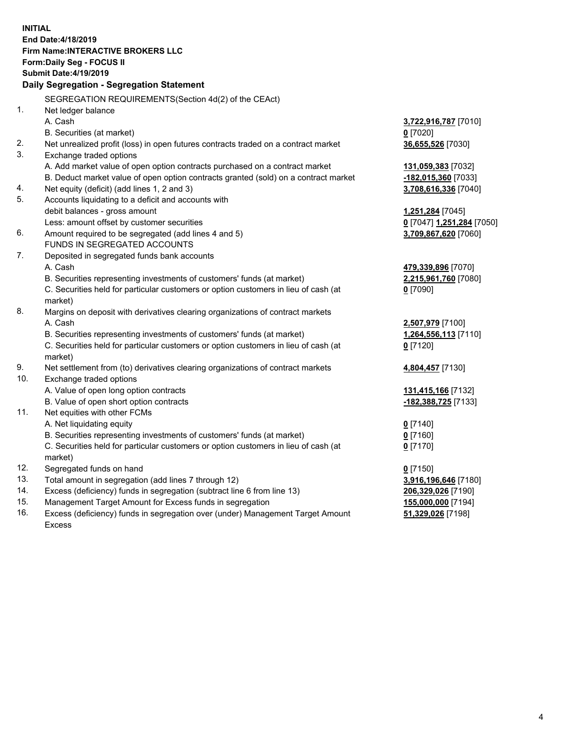**INITIAL**
**End Date:4/18/2019**
**Firm Name:INTERACTIVE BROKERS LLC**
**Form:Daily Seg - FOCUS II**
**Submit Date:4/19/2019**

### Daily Segregation - Segregation Statement

SEGREGATION REQUIREMENTS(Section 4d(2) of the CEAct)

| | | |
|---|---|---|
| 1. | Net ledger balance | |
| | A. Cash | **3,722,916,787** [7010] |
| | B. Securities (at market) | **0** [7020] |
| 2. | Net unrealized profit (loss) in open futures contracts traded on a contract market | **36,655,526** [7030] |
| 3. | Exchange traded options | |
| | A. Add market value of open option contracts purchased on a contract market | **131,059,383** [7032] |
| | B. Deduct market value of open option contracts granted (sold) on a contract market | **-182,015,360** [7033] |
| 4. | Net equity (deficit) (add lines 1, 2 and 3) | **3,708,616,336** [7040] |
| 5. | Accounts liquidating to a deficit and accounts with debit balances - gross amount | **1,251,284** [7045] |
| | Less: amount offset by customer securities | **0** [7047] **1,251,284** [7050] |
| 6. | Amount required to be segregated (add lines 4 and 5) | **3,709,867,620** [7060] |
| | FUNDS IN SEGREGATED ACCOUNTS | |
| 7. | Deposited in segregated funds bank accounts | |
| | A. Cash | **479,339,896** [7070] |
| | B. Securities representing investments of customers' funds (at market) | **2,215,961,760** [7080] |
| | C. Securities held for particular customers or option customers in lieu of cash (at market) | **0** [7090] |
| 8. | Margins on deposit with derivatives clearing organizations of contract markets | |
| | A. Cash | **2,507,979** [7100] |
| | B. Securities representing investments of customers' funds (at market) | **1,264,556,113** [7110] |
| | C. Securities held for particular customers or option customers in lieu of cash (at market) | **0** [7120] |
| 9. | Net settlement from (to) derivatives clearing organizations of contract markets | **4,804,457** [7130] |
| 10. | Exchange traded options | |
| | A. Value of open long option contracts | **131,415,166** [7132] |
| | B. Value of open short option contracts | **-182,388,725** [7133] |
| 11. | Net equities with other FCMs | |
| | A. Net liquidating equity | **0** [7140] |
| | B. Securities representing investments of customers' funds (at market) | **0** [7160] |
| | C. Securities held for particular customers or option customers in lieu of cash (at market) | **0** [7170] |
| 12. | Segregated funds on hand | **0** [7150] |
| 13. | Total amount in segregation (add lines 7 through 12) | **3,916,196,646** [7180] |
| 14. | Excess (deficiency) funds in segregation (subtract line 6 from line 13) | **206,329,026** [7190] |
| 15. | Management Target Amount for Excess funds in segregation | **155,000,000** [7194] |
| 16. | Excess (deficiency) funds in segregation over (under) Management Target Amount Excess | **51,329,026** [7198] |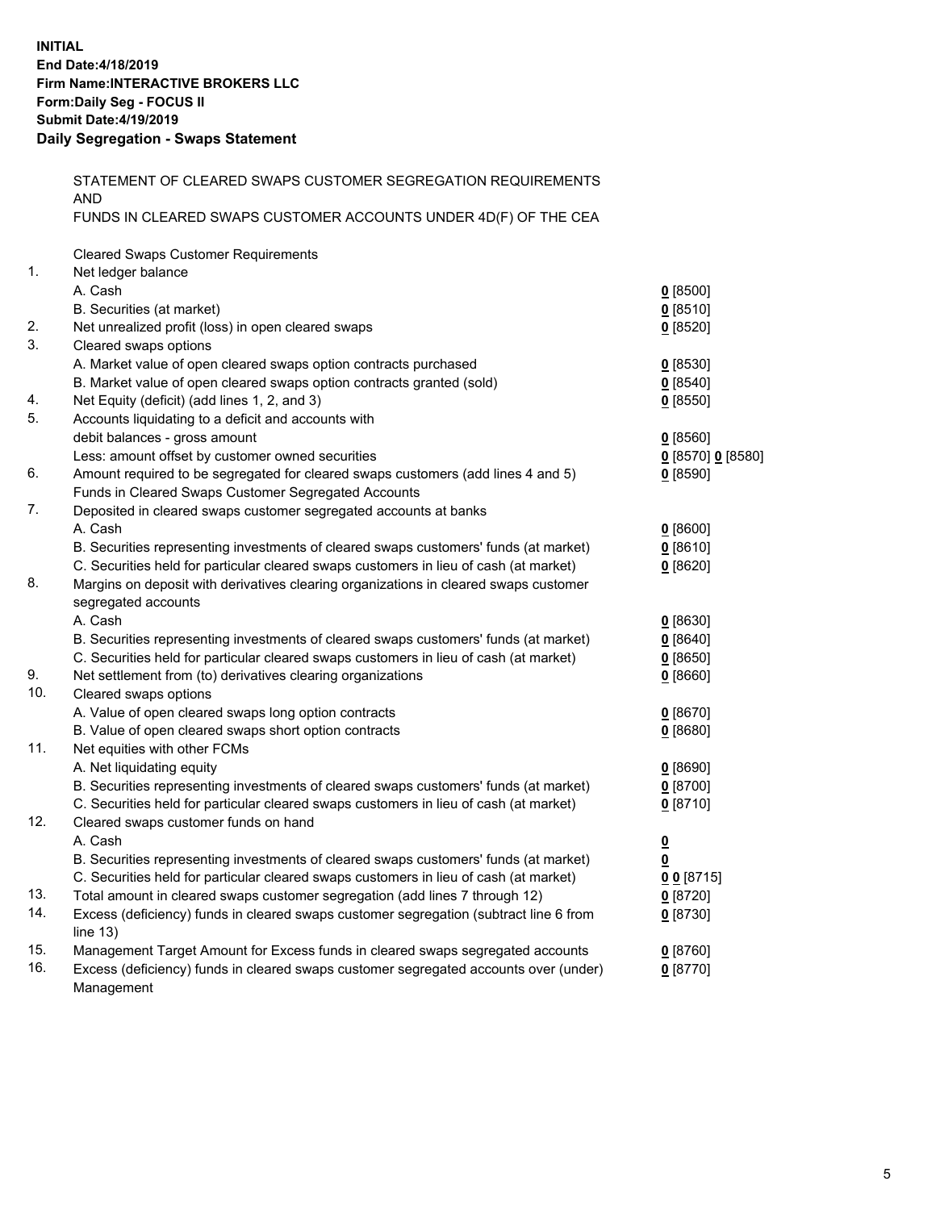**INITIAL**
**End Date:4/18/2019**
**Firm Name:INTERACTIVE BROKERS LLC**
**Form:Daily Seg - FOCUS II**
**Submit Date:4/19/2019**
**Daily Segregation - Swaps Statement**

STATEMENT OF CLEARED SWAPS CUSTOMER SEGREGATION REQUIREMENTS AND FUNDS IN CLEARED SWAPS CUSTOMER ACCOUNTS UNDER 4D(F) OF THE CEA

| | | |
|---|---|---|
| | Cleared Swaps Customer Requirements | |
| 1. | Net ledger balance | |
| | A. Cash | 0 [8500] |
| | B. Securities (at market) | 0 [8510] |
| 2. | Net unrealized profit (loss) in open cleared swaps | 0 [8520] |
| 3. | Cleared swaps options | |
| | A. Market value of open cleared swaps option contracts purchased | 0 [8530] |
| | B. Market value of open cleared swaps option contracts granted (sold) | 0 [8540] |
| 4. | Net Equity (deficit) (add lines 1, 2, and 3) | 0 [8550] |
| 5. | Accounts liquidating to a deficit and accounts with debit balances - gross amount | 0 [8560] |
| | Less: amount offset by customer owned securities | 0 [8570] 0 [8580] |
| 6. | Amount required to be segregated for cleared swaps customers (add lines 4 and 5) | 0 [8590] |
| | Funds in Cleared Swaps Customer Segregated Accounts | |
| 7. | Deposited in cleared swaps customer segregated accounts at banks | |
| | A. Cash | 0 [8600] |
| | B. Securities representing investments of cleared swaps customers' funds (at market) | 0 [8610] |
| | C. Securities held for particular cleared swaps customers in lieu of cash (at market) | 0 [8620] |
| 8. | Margins on deposit with derivatives clearing organizations in cleared swaps customer segregated accounts | |
| | A. Cash | 0 [8630] |
| | B. Securities representing investments of cleared swaps customers' funds (at market) | 0 [8640] |
| | C. Securities held for particular cleared swaps customers in lieu of cash (at market) | 0 [8650] |
| 9. | Net settlement from (to) derivatives clearing organizations | 0 [8660] |
| 10. | Cleared swaps options | |
| | A. Value of open cleared swaps long option contracts | 0 [8670] |
| | B. Value of open cleared swaps short option contracts | 0 [8680] |
| 11. | Net equities with other FCMs | |
| | A. Net liquidating equity | 0 [8690] |
| | B. Securities representing investments of cleared swaps customers' funds (at market) | 0 [8700] |
| | C. Securities held for particular cleared swaps customers in lieu of cash (at market) | 0 [8710] |
| 12. | Cleared swaps customer funds on hand | |
| | A. Cash | 0 |
| | B. Securities representing investments of cleared swaps customers' funds (at market) | 0 |
| | C. Securities held for particular cleared swaps customers in lieu of cash (at market) | 0 0 [8715] |
| 13. | Total amount in cleared swaps customer segregation (add lines 7 through 12) | 0 [8720] |
| 14. | Excess (deficiency) funds in cleared swaps customer segregation (subtract line 6 from line 13) | 0 [8730] |
| 15. | Management Target Amount for Excess funds in cleared swaps segregated accounts | 0 [8760] |
| 16. | Excess (deficiency) funds in cleared swaps customer segregated accounts over (under) Management | 0 [8770] |